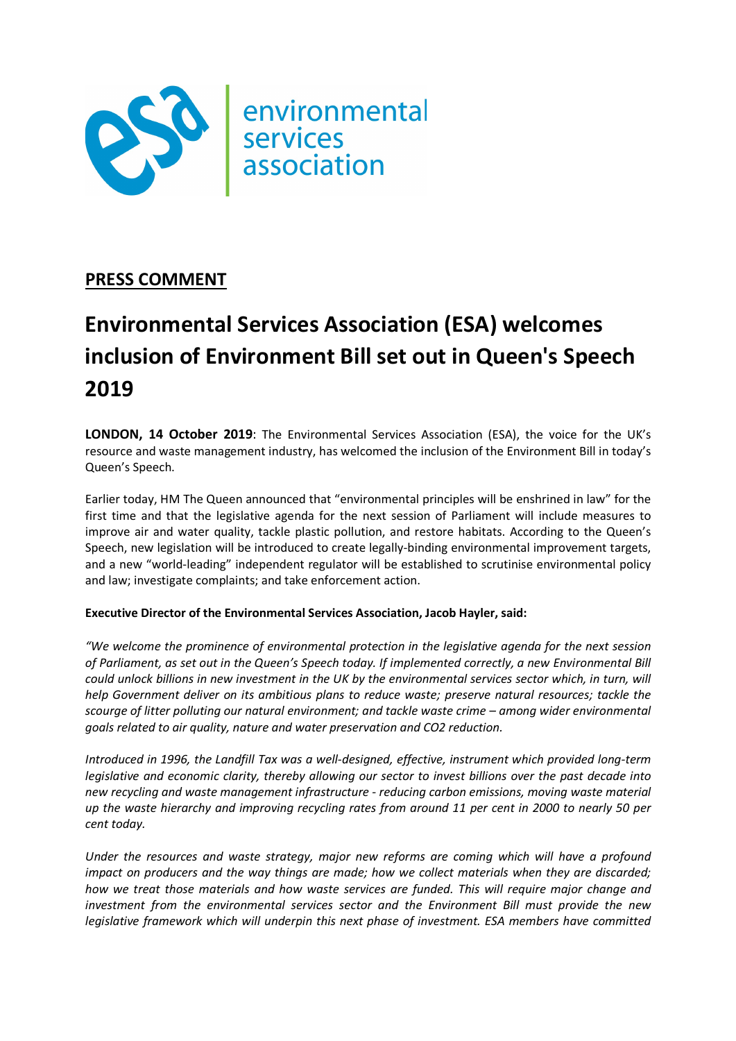environmental services association

**PRESS COMMENT**

# Environmental Services Association (ESA) welcomes inclusion of Environment Bill set out in Queen's Speech 2019

**LONDON, 14 October 2019**: The Environmental Services Association (ESA), the voice for the UK's resource and waste management industry, has welcomed the inclusion of the Environment Bill in today's Queen's Speech.

Earlier today, HM The Queen announced that "environmental principles will be enshrined in law" for the first time and that the legislative agenda for the next session of Parliament will include measures to improve air and water quality, tackle plastic pollution, and restore habitats. According to the Queen's Speech, new legislation will be introduced to create legally-binding environmental improvement targets, and a new "world-leading" independent regulator will be established to scrutinise environmental policy and law; investigate complaints; and take enforcement action.

**Executive Director of the Environmental Services Association, Jacob Hayler, said:**

*"We welcome the prominence of environmental protection in the legislative agenda for the next session of Parliament, as set out in the Queen's Speech today. If implemented correctly, a new Environmental Bill could unlock billions in new investment in the UK by the environmental services sector which, in turn, will help Government deliver on its ambitious plans to reduce waste; preserve natural resources; tackle the scourge of litter polluting our natural environment; and tackle waste crime – among wider environmental goals related to air quality, nature and water preservation and CO2 reduction.*

*Introduced in 1996, the Landfill Tax was a well-designed, effective, instrument which provided long-term legislative and economic clarity, thereby allowing our sector to invest billions over the past decade into new recycling and waste management infrastructure - reducing carbon emissions, moving waste material up the waste hierarchy and improving recycling rates from around 11 per cent in 2000 to nearly 50 per cent today.*

*Under the resources and waste strategy, major new reforms are coming which will have a profound impact on producers and the way things are made; how we collect materials when they are discarded; how we treat those materials and how waste services are funded. This will require major change and investment from the environmental services sector and the Environment Bill must provide the new legislative framework which will underpin this next phase of investment. ESA members have committed*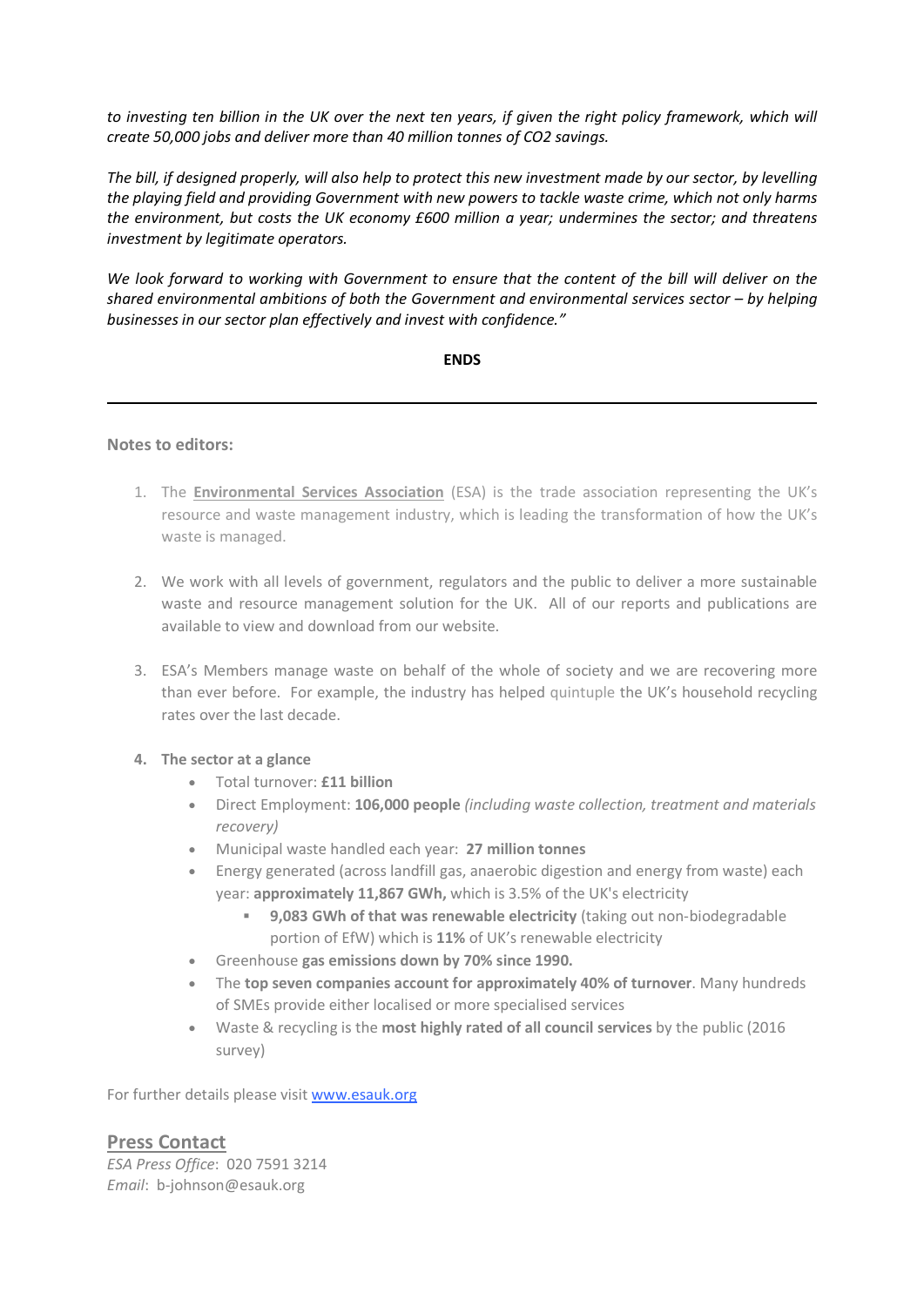*to investing ten billion in the UK over the next ten years, if given the right policy framework, which will create 50,000 jobs and deliver more than 40 million tonnes of $CO_2$ savings.*

*The bill, if designed properly, will also help to protect this new investment made by our sector, by levelling the playing field and providing Government with new powers to tackle waste crime, which not only harms the environment, but costs the UK economy £600 million a year; undermines the sector; and threatens investment by legitimate operators.*

*We look forward to working with Government to ensure that the content of the bill will deliver on the shared environmental ambitions of both the Government and environmental services sector – by helping businesses in our sector plan effectively and invest with confidence."*

**ENDS**

---

**Notes to editors:**

1. The **Environmental Services Association** (ESA) is the trade association representing the UK's resource and waste management industry, which is leading the transformation of how the UK's waste is managed.

2. We work with all levels of government, regulators and the public to deliver a more sustainable waste and resource management solution for the UK. All of our reports and publications are available to view and download from our website.

3. ESA's Members manage waste on behalf of the whole of society and we are recovering more than ever before. For example, the industry has helped quintuple the UK's household recycling rates over the last decade.

4. **The sector at a glance**
   - Total turnover: **£11 billion**
   - Direct Employment: **106,000 people** *(including waste collection, treatment and materials recovery)*
   - Municipal waste handled each year: **27 million tonnes**
   - Energy generated (across landfill gas, anaerobic digestion and energy from waste) each year: **approximately 11,867 GWh,** which is 3.5% of the UK's electricity
     - **9,083 GWh of that was renewable electricity** (taking out non-biodegradable portion of EfW) which is **11%** of UK's renewable electricity
   - Greenhouse **gas emissions down by 70% since 1990.**
   - The **top seven companies account for approximately 40% of turnover**. Many hundreds of SMEs provide either localised or more specialised services
   - Waste & recycling is the **most highly rated of all council services** by the public (2016 survey)

For further details please visit www.esauk.org

## Press Contact

*ESA Press Office*: 020 7591 3214
*Email*: b-johnson@esauk.org